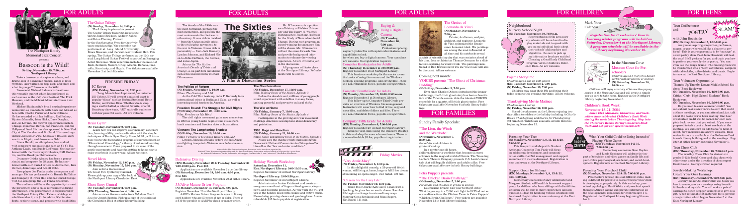# FOR ADULTS

The Northport Rotary Memorial Jazz Concert presents

## Bassoon in the Wild!

**Friday, November 19, 7:30 p.m. Northport Library**

Take a bassoon, a vibraphone, a bass, and drums, mix in a dynamic musical range of latin rhythms, jazz waltzes, be-bop, rock, and blues and what do you get? Bassoon in the Wild!

Bassoonist Michael Rabinowitz headlines this versatile quartet which has performed at such venues as the JVC Jazz Festival, The Frick Museum, and the Mohonk Mountain House Jazz Weekend.

Michael Rabinowitz's broad musical experience makes him as comfortable with Bach and Mozart as he is with Charlie Parker and John Coltrane. He has recorded with Ira Sullivan, Red Rodney, Wynton Marsalis, John Hicks, Dave Douglas, and Joe Lovano. His festival appearances include Chicago, Montreal, Berlin, San Francisco, and the Hollywood Bowl. He has also appeared in New York City at the Knitting Factory and Birdland. His recordings include *Bassoon on Fire*, *Gabrielle's Balloon*, *Rabinowitz in Utopia*, and *Bassoon in Orbit*.

Diana Herold, on vibraphone, has worked with composers and musicians such as Yo Yo Ma, Anthony Davis, and Buddy DeFranco. She has performed on the Discovery Orchestra, BMI Orchestra, and the Brooklyn Philharmonic.

Drummer Grisha Alexiev has been a percussionist and composer for 25 years. He has performed with such varied artists as Archie Bell, Ken Werner, John Cage, and Arnett Cobb.

Bass player Ace Fonda is also a composer and arranger. He has performed with Brenda Buffaline and Company at Town Hall and has toured Europe with his own group, the Ace Fonda Ensemble.

The audience will have the opportunity to meet the performers and to enjoy refreshments during intermission. This performance is cosponsored by the Northport Rotary Club. Tickets, which go on sale November 2, are $7 for adults, $5 for students, senior citizens, and persons with disabilities.

### The Guitar Trilogy

**(N) Sunday, November 14, 2:00 p.m.**

The Library is pleased to present The Guitar Trilogy featuring acoustic guitarists James Erickson, Andrew Falino, and Brian Fleming. Praised by the *Southampton Press* for their "virtuoso musicianship," the ensemble has performed at Long Island University, the Bruce Museum, and the Vail-Leavitt Music Hall. This spring, The Guitar Trilogy performed at the 12th annual Long Island Guitar Festival as part of an Emerging Artist Showcase. Their repertoire includes the music of Bach, Bellinati, Mozart, Grieg, Albeniz, DeFalla, Piazzolla, Stravinsky, and Haydn. Free tickets are available November 2 at both libraries.

### Brain Gym®

**(N) Tuesday, November 9, 7:30 p.m.**

Learn how you can improve your memory, concentration, learning ability, and coordination with the simple techniques of Brain Gym. Emily Essen, M.Ed., will introduce you to this fascinating program of exercises based on "Educational Kinesiology," a theory of enhanced learning through movement. Come prepared to do some of the gentle movements and have fun getting to know how to enjoy your brain in a new way. All are welcome.

## FIRESIDE FRIDAY

### JC Revue

**(EN) Friday, November 12, 7:30 p.m.**

"Long Island's best kept secret," entertainer Jill Cohen (JC) will present a musical tour of popular "divas" such as Barbra Streisand, Bette Midler, and Celine Dion. Whether she is singing a soulful ballad, a cabaret favorite, or a hit Broadway show tune, "JC" enthralls audiences with her powerful voice. All are welcome.

### Novel Ideas

**(N) Friday, November 12, 1:00 p.m.**
**(N) Monday, November 15, 7:00 p.m.**

Join us for a discussion of *The Great Fire* by Shirley Hazzard. Please pick up your copy of the book at the Northport Library Circulation Desk.

### Short Story Central

**(N) Tuesday, November 2, 7:00 p.m.**
**(EN) Thursday, November 4, 1:00 p.m.**

Join us as we discuss stories from *Fabulous Small Jews* by Joseph Epstein. Pick up a copy of the stories at the Circulation Desk at either library building.

# FOR ADULTS

## The Sixties

### A Film & Discussion Series

The decade of the 1960s was the most turbulent, perhaps the most memorable, and possibly the most controversial in the twentieth century. It was rich in incident — from the Cuban missile crisis, to the civil rights movement, to the war in Vietnam. It was rich in personality — from Jack Kennedy, Lyndon Johnson, and Richard Nixon to Abbie Hoffman, the Beatles, and Janis Joplin.

Join us for *The Sixties: America's Decade of Crisis and Change*, a six-part film and discussion series moderated by Michael D'Innocenzo.

Mr. D'Innocenzo is a professor of history at Hofstra University and The Harry H. Wachtel Distinguished Teaching Professor for the Study of Nonviolent Social Change. During each program an award-winning documentary film will be shown. Mr. D'Innocenzo will set the scene for each film and provide background information to enhance the viewing experience. All are invited to join in the discussion.

All programs will take place at the Northport Library. Refreshments will be served.

### The Politics of Reform

**(N) Friday, November 5, 10:00 a.m.**
Films: *The Century* and *LBJ*

As the Cold War heats up, John F. Kennedy faces international crises in Berlin and Cuba, as well as increasing racial tensions in America.

### Freedom Bound: The Struggle for Civil Rights

**(N) Friday, November 19, 10:00 a.m.**
Film: *Freedom on My Mind*

The civil rights movement gains new momentum in 1960 as young blacks begin sit-ins at southern lunch counters and freedom rides at bus stations.

### Vietnam: The Lengthening Shadow

**(N) Friday, December 10, 10:00 a.m.**
Films: *Vietnam: A Television History* and *LBJ*

Lyndon Johnson officially orders the first American fighting troops into Vietnam on a defensive mission.

### The Counterculture

**(N) Friday, December 17, 10:00 a.m.**
Film: *Making Sense of the Sixties, Episode 3*

Before the decade's end, millions of young people would experiment with rebellion in many forms, igniting powerful and pervasive cultural shifts.

### The War at Home

**(N) Friday, January 7, 10:00 a.m.**
Film: *Making Sense of the Sixties, Episode 4*

Participants in the growing anti-war movement challenge America's assumptions about democracy and patriotism.

### 1968: Rage and Reaction

**(N) Friday, January 21, 10:00 a.m.**
Films: *Nixon* and *Making Sense of the Sixties, Episode 4*

Nixon uses the chaotic events surrounding the Democratic National Convention in Chicago to offer himself as the "law and order candidate."

Materials for The Sixties viewing and discussion series have been supported by National Video Resources in partnership with the American Library Association and funded in part by a grant from the National Endowment for the Humanities with support from the John D. and Catherine T. MacArthur Foundation.

### Defensive Driving

**(EN) Monday, November 29 & Tuesday, November 30 7:00–10:00 p.m. Fee: $35**

Applications are available November 2 at either library.

**(N) Saturday, December 18, 9:00 a.m.–4:00 p.m. Fee: $35**

Applications are available November 2 at either library.

### 55/Alive Mature Driver Program

**(N) Monday, December 13, 9:30 a.m.–4:00 p.m.**

Register November 20 at the Northport Library.

AARP's Mature Driver Program is open to library card holders who are 50 years of age or older. There is a $10 fee payable to AARP by check or money order.

### Holiday Wreath Workshop

**Saturday, December 11,**
**East Northport Library: 9:00–10:30 a.m.**
Register November 13 at East Northport Library.
**Northport Library: 2:00–3:30 p.m.**
Register November 13 at Northport Library.

Join instructor Louise Estabrook and create an evergreen wreath out of fragrant fresh greens, elegant bows, and beautiful pinecones. As you work she will get you in the holiday mood with cookies and festive music. Please bring pruning shears and garden gloves. A nonrefundable $15 fee is payable at registration.

### Buying & Using a Digital Camera

**(N) Tuesday, November 16, 7:00 p.m.**

Professional photographer Lyndon Fox will explain what features and capabilities to look for when you buy a digital camera. Your questions are welcome. No registration required.

### Computer Kindergarten for Adults

**(N) Thursday, December 2, 7:00–9:00 p.m.**

Register November 18 at Northport Library. This hands-on workshop for the novice covers the basics of using the mouse and the Windows desktop, opening programs, and saving files. There is a non-refundable $5 fee, payable at registration.

### Computer Fourth Grade for Adults

**(N) Monday, November 15, 10:00–12:00 noon**

Register November 1 at Northport Library.

This follow-up to Computer Third Grade provides an overview of Windows file management. Instructors will cover how to find drives, copy and move files, and delete folders and files. There is a non-refundable $5 fee, payable at registration.

### Computer Fifth Grade for Adults

**(EN) Monday, December 6, 7:00–9:00 p.m.**

Register November 20 at East Northport Library.

Enhance your skills using the Windows Desktop in this workshop for more advanced users. There is a non-refundable $5 fee, payable at registration.

# FOR ADULTS

### The Genius of Leonardo da Vinci

**(N) Monday, November 1, 7:30 p.m.**

Painter, draftsman, sculptor, architect, and engineer, Leonardo da Vinci epitomized the Renaissance humanist ideal. His paintings are among the most influential of all time and his notebooks reveal a spirit of scientific inquiry that was centuries ahead of his time. Join art historian Thomas Germano for a slide lecture exploring da Vinci's work. The paintings mentioned in Dan Brown's novel *The Da Vinci Code* will also be discussed. All are welcome.

### Coming next month: VOICES presents "The Ghost of Christmas Pudding"

**(N) Thursday, December 2, 7:30 p.m.**

River since Charles Dickens introduced the immortal Scrooge, the British ghost story has been a favorite fare of the Yuletide season. Join the talented VOICES ensemble for a quartet of British ghost stories. Free tickets are available November 1 at both library buildings.

# FOR FAMILIES

## Sunday Family Specials:

### "The Lion, the Witch and the Wardrobe"

**(N) Sunday, November 7, 2:00 p.m.**
*For adults and children in grades K and up*

In a mysterious old house, children discover a wardrobe that becomes a secret entrance to the magical world of Narnia. The Traveling Lantern Theatre Company presents C.S. Lewis' classic tale that will beguile children and adults alike. Free tickets are available now in both library buildings.

### Petra Puppets presents "The Chicken Brain Challenge"

**(N) Sunday, December 5, 2:00 p.m.**
*For adults and children in grades K and up*

Do chickens dream? Can your teeth get itchy? What do you say to a 7,000 watt light bulb? Find out as our audience faces the Chicken Team in Petra Puppets' "Chicken Brain Challenge." Free tickets are available November 13 in both library buildings.

## Friday Movies

### "Very Annie-Mary"

**(N) Friday, November 5, 1:30 p.m.**

In this delightful comedy, a 35-year-old Welsh woman, still living at home, longs to fulfill her dream of becoming an opera singer. Not Rated. 100 min.

### "Charms for the Easy Life"

**(N) Friday, November 19, 1:30 p.m.**

When Miss Charlie Kate saves a man from a lynching, he gives her an exotic charm. Soon her life begins to change in extraordinary ways. Starring Gena Rowlands and Mimi Rogers. Not Rated. 111 min.

# FOR CHILDREN

### Neighborhood Nursery School Night

**(N) Tuesday, November 30, 7:00 p.m.**

Representatives from area nursery schools will be on hand to display materials and to speak with you on an individual basis about their schools' philosophies and objectives. Be sure to pick up an informative brochure entitled "Choosing a Good Early Childhood Program" at the Children's Reference Desk. All are welcome.

### Pajama Storytime

*Children ages 3 and up with parent*
**(EN) Tuesday, November 2, 7:00 p.m.**
**(N) Friday, November 19, 7:00 p.m.**

Children may wear their PJs and bring their teddy bears to this evening storytime. All are welcome.

### Thanksgiving Movie Matinee

*Children ages 4 and up*
**(N) Friday, November 26, 2:00 p.m.**

Spend the afternoon at the Library enjoying two short films to celebrate the holiday including *A Charlie Brown Thanksgiving* and *Stories for Thanksgiving* (32 minutes). Tickets are available at both libraries beginning November 12.

### Parenting Your Teen

**(N) Mondays, November 1, 8, 15, 22 & 29, 7:00–8:30 p.m.**

This five-part workshop with Student Assistant Counselor Sam Penn will focus on adolescent development and communication skills. Conflict management and support resources will also be discussed. Registration is now underway at the Northport Library.

### Support Group for Siblings

**(EN) Mondays, November 1, 8, 15 & 22, 3:30–4:30 p.m.**

Elementary counselors Nancy Armbruster and Margaret Stubbs will lead this four-week support group for children who have siblings with disabilities. Children will be able to share experiences and ask questions. Ideas for handling various situations will be shared. Registration is now underway at the East Northport Library.

### Mark Your Calendar!

***Registration for Preschoolers' Door to Learning winter programs will be held on Saturday, December 4 at the Northport Library. A program schedule will be available in the Library beginning November 19.***

### In the Museum Cove

### Museum Cove for Preschoolers

*Children ages 3-5 (not yet in Kindergarten) without parents or siblings*
**(N) Saturday, November 20, 10:00 a.m.**

Children will enjoy a variety of interactive pop-up stories in the Museum Cove and will create a simple pop-up card to take home. Register at the Northport Library beginning November 6.

### Children's Book Week, November 15-21, 2004

***Since 1919 educators, librarians, and booksellers have celebrated Children's Book Week during the week before Thanksgiving. Stop into the Children's Rooms during Children's Book Week and ask for our special bookmark!***

### What Your Child Could be Doing Instead of Playing Video Games

**(EN) Tuesdays, November 9 & 16, 7:30–8:30 p.m.**

Elementary counselors Sean Boylan and Linda Goodman will address the impact of television and video games on family life and your child's psychological, academic, and social development. Register now at the East Northport Library.

### Parenting Your Preschool Child

**(N) Mondays, November 22 & 29, 7:00–8:30 p.m.**

Preschoolers develop skills at different rates, making it difficult for parents to assess whether their child is developing appropriately. In this workshop, preschool psychologist Marci White and preschool speech therapist Allison Gianna will provide information on the developmental milestones for children ages 3-5. Register at the Northport Library beginning November 8.

# FOR TEENS

### Teen Coffeehouse and POETRY SLAM!

**with John Heaviside**
**(EN) Friday, November 5, 7:30–9:00 p.m.**

Are you an aspiring songwriter, performer, rapper, or poet who would like a chance to perform? This is your opportunity to be "on stage" at a real poetry slam. Poet John Heaviside will lead the way! He'll perform for you and teach you how to perform your own lyrics or poetry. You can even use the bongo drums! The meeting room will be transformed into a "teen" coffeehouse, complete with tablecloths, coffee drinks, and treats. Register now at the East Northport Library.

### Teen Volunteer Opportunity:

Thumbs Up/Thumbs Down: Middle School Student Book Reviewers

**(N) Tuesday, November 16, 4:00–5:00 p.m.**

Critics' Club: High School Student Book Reviewers

**(N) Tuesday, November 16, 5:00–6:00 p.m.**

Do you need to earn volunteer credit? You can submit book review forms to earn that credit at these meetings, or you can attend and just talk about the books you've been reading. One hour of volunteer credit will be earned for each complete book review that you submit. If you come prepared to talk about at least one book at the meeting, you will earn an additional ½ hour of credit. New members are always welcome. Book review forms are available at the Reference Desk in each library building and at the meetings. Register at either library beginning November 1.

### Teen Chess Club

**(EN) Thursday, November 18, 7:30–8:45 p.m.**

The monthly Chess Club for students in grades 5-12 is back! Come and play chess with other teens under the direction of chess expert David Leeds. No registration required.

### Jewelry-Making Workshop: Create Your Own Earrings

**(EN) Thursday, December 9, 7:00–8:30 p.m.**

Jewelry maker Jill Bullwinkle will teach you how to create your own earrings using beautiful beads and crystals. You will make a pair of earrings to either keep for yourself or to give as a gift. A non-refundable $8 materials fee is payable at registration which begins November 5 at the East Northport Library.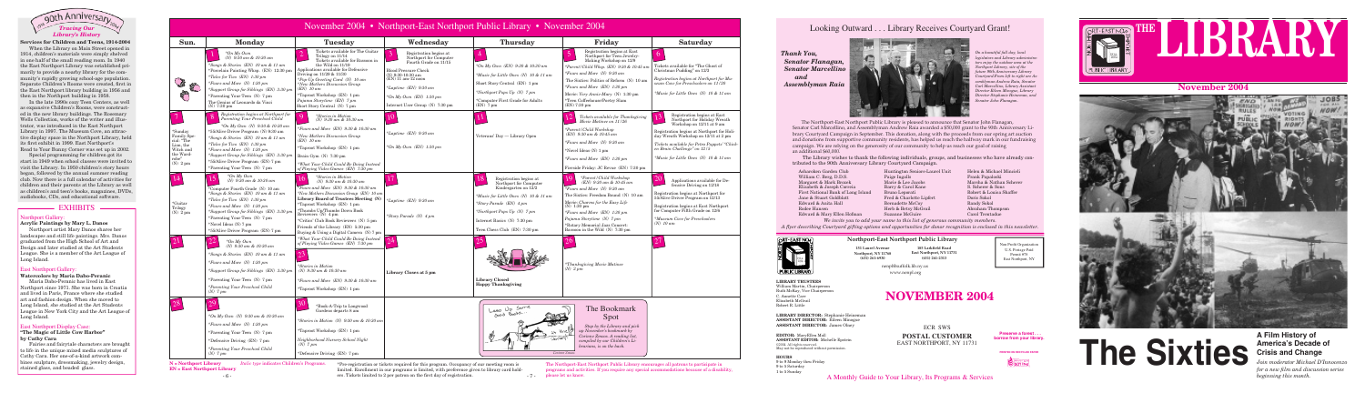## 90th Anniversary

*Tracing Our Library's History*

### Services for Children and Teens, 1914-2004

When the Library on Main Street opened in 1914, children's materials were simply shelved in one half of the small reading room. In 1940 the East Northport Library was established primarily to provide a nearby library for the community's rapidly growing school-age population. Separate Children's Rooms were created, first in the East Northport library building in 1956 and then in the Northport building in 1958.

In the late 1990s our Teen Centers, as well as expansive Children's Rooms, were constructed in the new library buildings. The Rosemary Wells Collection, works of the writer and illustrator, was introduced in the East Northport Library in 1997. The Museum Cove, an interactive display space in the Northport Library, held its first exhibit in 1999. East Northport's Road to Your Bumpy Corner was set up in 2002.

Special programming for children got its start in 1949 when school classes were invited to visit the Library. In 1950 children's story hours began, followed by the annual summer reading club. Now there is a full calendar of activities for children and their parents at the Library, as well as children's and teen's books, magazines, DVDs, audiobooks, CDs, and educational software.

### EXHIBITS

#### Northport Gallery:

**Acrylic Paintings by Mary L. Danos**

Northport artist Mary Danos shares her landscapes and still life paintings. Mrs. Danos graduated from the High School of Art and Design and later studied at the Art Students League. She is a member of the Art League of Long Island.

#### East Northport Gallery:

**Watercolors by Maria Dabo-Perenic**

Maria Dabo-Perenic has lived in East Northport since 1971. She was born in Croatia and lived in Paris, France where she studied art and fashion design. When she moved to Long Island, she studied at the Art Students League in New York City and the Art League of Long Island.

#### East Northport Display Case:

**"The Magic of Little Cow Harbor" by Cathy Cara**

Fairies and fairytale characters are brought to life in the unique mixed-media sculptures of Cathy Cara. Her one-of-a-kind artwork combines sculpture, dressmaking, jewelry design, stained glass, and beaded glass.

## November 2004 • Northport-East Northport Public Library • November 2004

| Sun. | Monday | Tuesday | Wednesday | Thursday | Friday | Saturday |
|---|---|---|---|---|---|---|
| | **1** *On My Own (N) 9:30 am & 10:30 am* *Songs & Stories (EN) 10 am & 11 am* *Porcelain Painting Wksp. (EN) 12:30 pm* *Tales for Two (EN) 1:30 pm* *Fours and More (N) 1:30 pm* *Support Group for Siblings (EN) 3:30 pm* *Parenting Your Teen (N) 7 pm* The Genius of Leonardo da Vinci (N) 7:30 pm | **2** Tickets available for The Guitar Trilogy on 11/14. Tickets available for Economy in the Wild on 11/20. Applications available for Defensive Driving on 11/29 & 11/30. *Pop-Up Greeting Card (N) 10 am* *New Mothers Discussion Group (EN) 10 am* *Toptunt Workshop (EN) 1 pm* *Pajama Storytime (N) 7 pm* Short Story Central (N) 7 pm | **3** Registration begins at Northport for Computer Kindergarten on 11/13. Blood Pressure Check (N) 9:30-10:30 am (EN) 11 am-12 noon. *Lapsitters (EN) 9:30 am* *On My Own (EN) 1:30 pm* Internet User Group (N) 7:30 pm | **4** *On My Own (EN) 9:30 & 10:30 am* *Music for Little Ones (N) 10 & 11 am* Short Story Central (EN) 1 pm *Northport Pops Up (N) 7 pm* *Computer First Grade for Adults (EN) 7 pm* | **5** Registration begins at East Northport for Teen Jewelry Making Workshop on 12/9. *Parent/Child Wksp. (EN) 9:30 & 10:45 am* *Fours and More (N) 9:30 am* The Sixties: Politics of Reform (N) 10 am *Fours and More (EN) 1:30 pm* Movie: *Very Annie-Mary* (N) 1:30 pm *Teen Coffeehouse/Poetry Slam (EN) 7:30 pm* | **6** Tickets available for "The Ghost of Christmas Pudding" on 12/1. Registration begins at Northport for Musicians Case for Preschoolers on 11/20. *Music for Little Ones (N) 10 & 11 am* |
| **7** *Sunday Family Special "The Lion, the Witch and the Wardrobe" (N) 2 pm* | **8** Registration begins at Northport for Parenting Your Preschool Child. *On My Own (N) 9:30 & 10:30 am* *Children Driver Programs (N) 9:30 am* *Songs & Stories (EN) 10 am & 11 am* *Tales for Two (EN) 1:30 pm* *Fours and More (N) 1:30 pm* *Support Group for Siblings (EN) 3:30 pm* *Children Driver Program (EN) 7 pm* *Parenting Your Teen (N) 7 pm* | **9** *Stories in Motion (N) 9:30 am & 10:30 am* *Fours and More (EN) 9:30 & 10:30 am* *New Mothers Discussion Group (EN) 10 am* *Toptunt Workshop (EN) 1 pm* Brain Gym (N) 7:30 pm *What Your Child Could Be Doing Instead of Playing Video Games (EN) 7:30 pm* | **10** *Lapsitters (EN) 9:30 am* *On My Own (EN) 1:30 pm* | **11** Veterans' Day — Library Open | **12** Tickets available for Thanksgiving Movie Matinee on 11/26. *Parent/Child Workshop (EN) 9:30 am & 10:45 am* *Fours and More (N) 9:30 am* *Novel Ideas (N) 1 pm* *Fours and More (EN) 1:30 pm* Fireside Friday: JC Revue (EN) 7:30 pm | **13** Registration begins at Northport for Holiday Wreath Workshop on 12/11 at 9 am. Registration begins at Northport for Holiday Wreath Workshop on 12/13 at 2 pm. Tickets available for Prism Puppets' "Clock-on Brain Challenge" on 12/11. *Music for Little Ones (N) 10 & 11 am* |
| **14** *Guitar Trilogy (N) 2 pm* | **15** *On My Own (N) 9:30 am & 10:30 am* *Computer Fourth Grade (N) 10 am* *Songs & Stories (EN) 10 am & 11 am* *Tales for Two (EN) 1:30 pm* *Fours and More (N) 1:30 pm* *Support Group for Siblings (EN) 3:30 pm* *Parenting Your Teen (N) 7 pm* *Novel Ideas (EN) 7 pm* *Children Driver Program (EN) 7 pm* | **16** *Stories in Motion (N) 9:30 am & 10:30 am* *Fours and More (EN) 9:30 & 10:30 am* *New Mothers Discussion Group (EN) 10 am* **Library Board of Trustees Meeting (N)** *Toptunt Workshop (EN) 1 pm* *Thanks Up/Thanks Down Book Reviewers (N) 4 pm* *Critics' Club Book Reviewers (N) 4 pm* Friends of the Library (EN) 1:30 pm Buying & Using a Digital Camera (N) 7 pm *What Your Child Could Be Doing Instead of Playing Video Games (EN) 7:30 pm* | **17** *Lapsitters (EN) 9:30 am* *Story Parade (N) 4 pm* | **18** Registration begins at Northport for Computer Kindergarten on 12/8. *Music for Little Ones (N) 10 & 11 am* *Story Parade (EN) 4 pm* *Northport Pops Up (N) 7 pm* Internet Basics (N) 7:30 pm Teen Chess Club (EN) 7:30 pm | **19** *Parent/Child Workshop (EN) 9:30 am & 10:45 am* *Fours and More (N) 9:30 am* The Sixties: Freedom Bound (N) 10 am Movie: *Control Room for the Busy Life* (N) 1:30 pm *Fours and More (EN) 1:30 pm* *Pajama Storytime (N) 7 pm* *Notary Memorial Jazz Concert: Remnants in the Wild (N) 7:30 pm* | **20** Applications available for Defensive Driving on 12/18. Registration begins at Northport for Children Driver Programs on 12/13. Registration begins at East Northport for Computer Fifth Grade on 12/8. *Museum Cove for Preschoolers (N) 10 am* |
| **21** | **22** *On My Own (N) 9:30 am & 10:30 am* *Songs & Stories (EN) 10 am & 11 am* *Fours and More (N) 1:30 pm* *Support Group for Siblings (EN) 3:30 pm* *Parenting Your Teen (N) 7 pm* *Parenting Your Preschool Child (N) 7 pm* | **23** *Stories in Motion (N) 9:30 am & 10:30 am* *Fours and More (EN) 9:30 & 10:30 am* *Toptunt Workshop (EN) 1 pm* | **24** **Library Closes at 5 pm** | **25** **Library Closed Happy Thanksgiving** | **26** *Thanksgiving Movie Matinee (N) 2 pm* | **27** |
| **28** | **29** *On My Own (N) 9:30 am & 10:30 am* *Songs & Stories (EN) 10 am & 11 am* *Parenting Your Teen (N) 7 pm* *Defensive Driving (EN) 7 pm* *Parenting Your Preschool Child (N) 7 pm* | **30** *Book-A-Trip to Longwood Gardens departs 8 am* *Stories in Motion (N) 9:30 am & 10:30 am* *Toptunt Workshop (EN) 1 pm* *Neighborhood Nursery School Night (N) 7 pm* *Defensive Driving (EN) 7 pm* | | | | |

**N = Northport Library**
**EN = East Northport Library**

*Italic type indicates Children's Programs.*

*Pre-registration or tickets required for this program. Occupancy of our meeting room is limited. Enrollment in our programs is limited, with preference given to library card holders. Tickets limited to 2 per person on the first day of registration.

The Northport-East Northport Public Library encourages all patrons to participate in programs and activities. If you require any special accommodations because of a disability, please let us know.

### The Bookmark Spot

*Stop by the Library and pick up November's bookmark by Corinne Zmuda. A reading list, compiled by our Children's Librarians, is on the back.*

## Looking Outward . . . Library Receives Courtyard Grant!

**Thank You, Senator Flanagan, Senator Marcellino and Assemblyman Raia**

*On a beautiful fall day, local legislators and Library administrators enjoy the outdoor area at the Northport Library, site of the future 90th Anniversary Library Courtyard. From left to right are Assemblyman Andrew Raia, Senator Carl Marcellino, Library Assistant Director Eileen Minogue, Library Director Stephanie Heineman, and Senator John Flanagan.*

The Northport-East Northport Public Library is pleased to announce that Senator John Flanagan, Senator Carl Marcellino, and Assemblyman Andrew Raia awarded a $30,000 grant to the 90th Anniversary Library Courtyard Campaign in September. This donation, along with the proceeds from our spring art auction and donations from supportive community residents, has helped us reach the halfway mark in our fundraising campaign. We are relying on the generosity of our community to help us reach our goal of raising an additional $60,000.

The Library wishes to thank the following individuals, groups, and businesses who have already contributed to the 90th Anniversary Library Courtyard Campaign.

Arbonkors Garden Club
William C. Berg, D.D.S.
Margaret & Mark Branch
Elizabeth & Joseph Carrera
First National Bank of Long Island
Anne & Stuart Goldblatt
Edward & Anita Hall
Rodee Hansen
Edward & Mary Ellen Holman

Huntington Seniors-Laurel Unit
Paige Ingolfs
Marie & Leo Jacobs
Harry & Carol Kane
Bruno Leporati
Fred & Charlotte Lipfert
Bernadette McCoy
Herb & Betsy McEvoil
Suzanne McGuire

Helen & Michael Minnich
Wanda Papadaki
Marsha & Nathan Scherer
S. Scheuer & Sons
Robert & Louise Shaffer
Doris Sokol
Randy Sokol
Abraham Thompson
Carol Trentadue

*We invite you to add your name to this list of generous community members.*

*A flyer describing Courtyard gifting options and opportunities for donor recognition is enclosed in this newsletter.*

### Northport-East Northport Public Library

151 Laurel Avenue
Northport, NY 11768
(631) 261-6930

185 Larkfield Road
East Northport, NY 11731
(631) 261-2313

nenpl@suffolk.lib.ny.us
www.nenpl.org

Non Profit Organization
U.S. Postage Paid
Permit #79
East Northport, NY

**LIBRARY TRUSTEES**
William Marvin, Chairperson
Ruth McKay, Vice Chairperson
C. Annette Carr
Elizabeth McEvoil
Robert E. Little

**LIBRARY DIRECTOR:** Stephanie Heineman
**ASSISTANT DIRECTOR:** Eileen Minogue
**ASSISTANT DIRECTOR:** Joanne Oesey

**EDITOR:** MaryEllen Mall
**ASSISTANT EDITOR:** Michelle Epstein
©2004. All rights reserved.
May not be reproduced without permission.

**HOURS**
9 to 9 Monday thru Friday
9 to 5 Saturday
1 to 5 Sunday

## NOVEMBER 2004

ECR SWS
**POSTAL CUSTOMER**
EAST NORTHPORT, NY 11731

Preserve a forest . . . borrow from your library.

A Monthly Guide to Your Library, Its Programs & Services

# THE LIBRARY

Northport-East Northport Public Library

**November 2004**

# The Sixties

**A Film History of America's Decade of Crisis and Change**

*Join moderator Michael D'Innocenzo for a new film and discussion series beginning this month.*